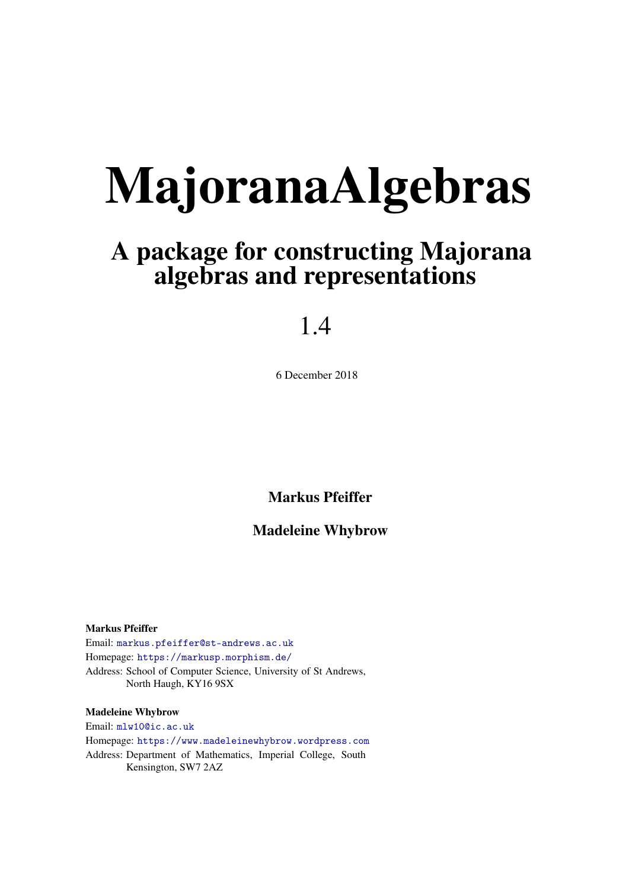# MajoranaAlgebras

## A package for constructing Majorana algebras and representations

1.4

6 December 2018

**Markus Pfeiffer**

**Madeleine Whybrow**

**Markus Pfeiffer**
Email: markus.pfeiffer@st-andrews.ac.uk
Homepage: https://markusp.morphism.de/
Address: School of Computer Science, University of St Andrews, North Haugh, KY16 9SX

**Madeleine Whybrow**
Email: mlw10@ic.ac.uk
Homepage: https://www.madeleinewhybrow.wordpress.com
Address: Department of Mathematics, Imperial College, South Kensington, SW7 2AZ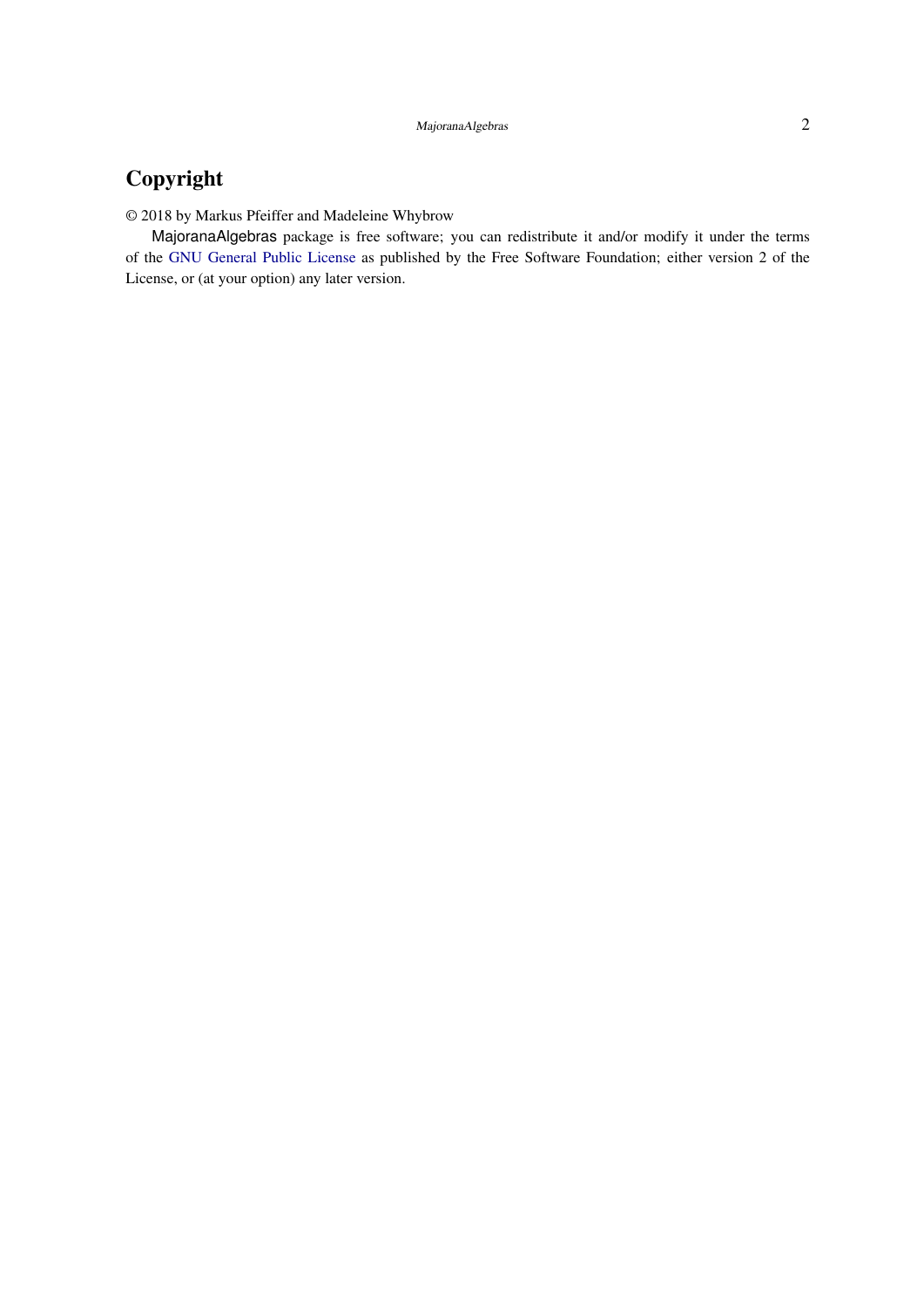## Copyright

© 2018 by Markus Pfeiffer and Madeleine Whybrow

MajoranaAlgebras package is free software; you can redistribute it and/or modify it under the terms of the GNU General Public License as published by the Free Software Foundation; either version 2 of the License, or (at your option) any later version.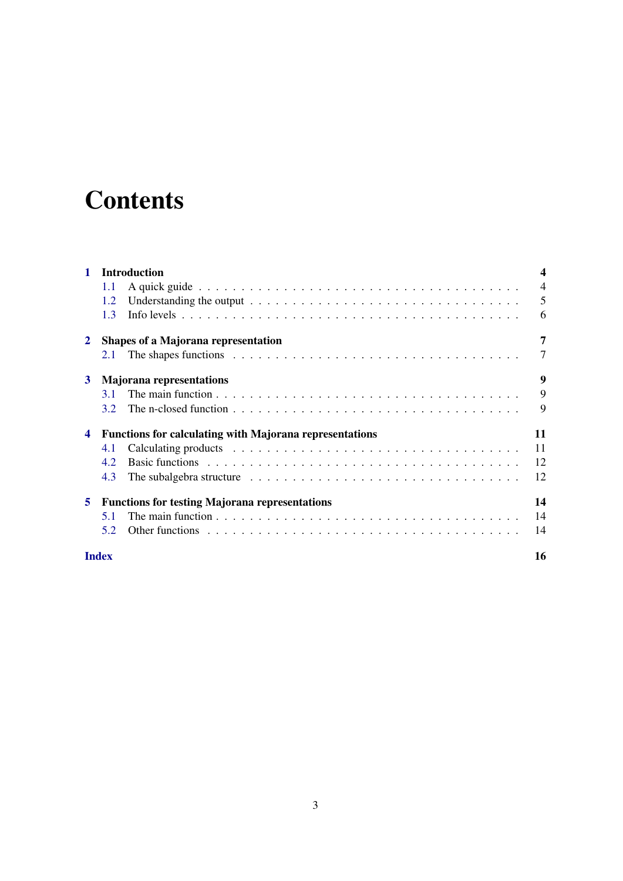# Contents

**1 Introduction** — **4**
- 1.1 A quick guide — 4
- 1.2 Understanding the output — 5
- 1.3 Info levels — 6

**2 Shapes of a Majorana representation** — **7**
- 2.1 The shapes functions — 7

**3 Majorana representations** — **9**
- 3.1 The main function — 9
- 3.2 The n-closed function — 9

**4 Functions for calculating with Majorana representations** — **11**
- 4.1 Calculating products — 11
- 4.2 Basic functions — 12
- 4.3 The subalgebra structure — 12

**5 Functions for testing Majorana representations** — **14**
- 5.1 The main function — 14
- 5.2 Other functions — 14

**Index** — **16**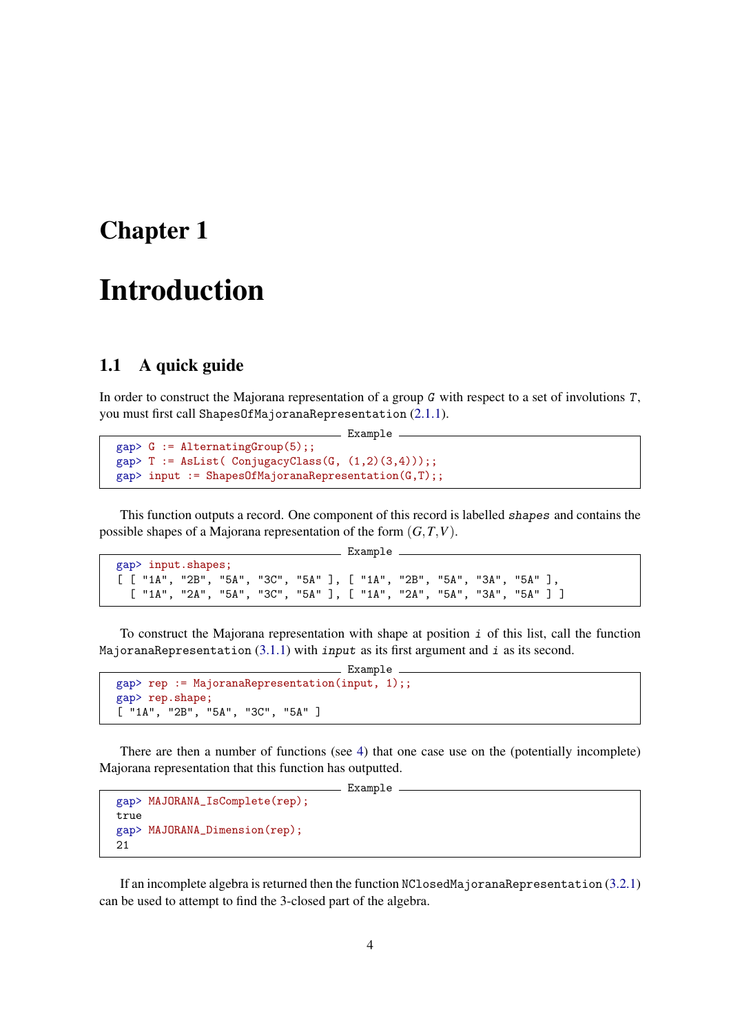# Chapter 1

# Introduction

## 1.1 A quick guide

In order to construct the Majorana representation of a group *G* with respect to a set of involutions *T*, you must first call ShapesOfMajoranaRepresentation (2.1.1).

```
gap> G := AlternatingGroup(5);;
gap> T := AsList( ConjugacyClass(G, (1,2)(3,4)));;
gap> input := ShapesOfMajoranaRepresentation(G,T);;
```

This function outputs a record. One component of this record is labelled *shapes* and contains the possible shapes of a Majorana representation of the form $(G,T,V)$.

```
gap> input.shapes;
[ [ "1A", "2B", "5A", "3C", "5A" ], [ "1A", "2B", "5A", "3A", "5A" ],
  [ "1A", "2A", "5A", "3C", "5A" ], [ "1A", "2A", "5A", "3A", "5A" ] ]
```

To construct the Majorana representation with shape at position *i* of this list, call the function MajoranaRepresentation (3.1.1) with *input* as its first argument and *i* as its second.

```
gap> rep := MajoranaRepresentation(input, 1);;
gap> rep.shape;
[ "1A", "2B", "5A", "3C", "5A" ]
```

There are then a number of functions (see 4) that one case use on the (potentially incomplete) Majorana representation that this function has outputted.

```
gap> MAJORANA_IsComplete(rep);
true
gap> MAJORANA_Dimension(rep);
21
```

If an incomplete algebra is returned then the function NClosedMajoranaRepresentation (3.2.1) can be used to attempt to find the 3-closed part of the algebra.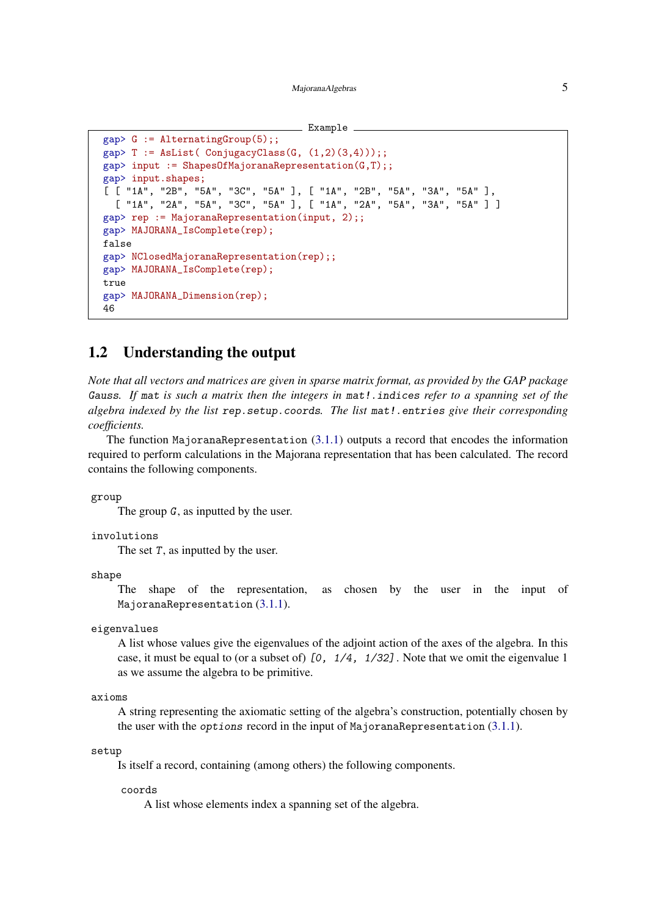Example

```
gap> G := AlternatingGroup(5);;
gap> T := AsList( ConjugacyClass(G, (1,2)(3,4)));;
gap> input := ShapesOfMajoranaRepresentation(G,T);;
gap> input.shapes;
[ [ "1A", "2B", "5A", "3C", "5A" ], [ "1A", "2B", "5A", "3A", "5A" ],
  [ "1A", "2A", "5A", "3C", "5A" ], [ "1A", "2A", "5A", "3A", "5A" ] ]
gap> rep := MajoranaRepresentation(input, 2);;
gap> MAJORANA_IsComplete(rep);
false
gap> NClosedMajoranaRepresentation(rep);;
gap> MAJORANA_IsComplete(rep);
true
gap> MAJORANA_Dimension(rep);
46
```

## 1.2 Understanding the output

*Note that all vectors and matrices are given in sparse matrix format, as provided by the GAP package* `Gauss`*. If* `mat` *is such a matrix then the integers in* `mat!.indices` *refer to a spanning set of the algebra indexed by the list* `rep.setup.coords`*. The list* `mat!.entries` *give their corresponding coefficients.*

The function `MajoranaRepresentation` (3.1.1) outputs a record that encodes the information required to perform calculations in the Majorana representation that has been calculated. The record contains the following components.

`group`
: The group *G*, as inputted by the user.

`involutions`
: The set *T*, as inputted by the user.

`shape`
: The shape of the representation, as chosen by the user in the input of `MajoranaRepresentation` (3.1.1).

`eigenvalues`
: A list whose values give the eigenvalues of the adjoint action of the axes of the algebra. In this case, it must be equal to (or a subset of) *[0, 1/4, 1/32]*. Note that we omit the eigenvalue 1 as we assume the algebra to be primitive.

`axioms`
: A string representing the axiomatic setting of the algebra's construction, potentially chosen by the user with the *options* record in the input of `MajoranaRepresentation` (3.1.1).

`setup`
: Is itself a record, containing (among others) the following components.

  `coords`
  : A list whose elements index a spanning set of the algebra.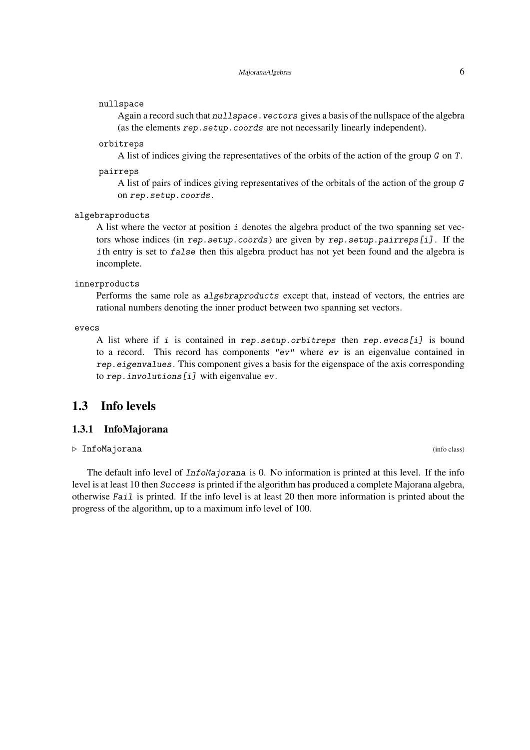nullspace

Again a record such that `nullspace.vectors` gives a basis of the nullspace of the algebra (as the elements `rep.setup.coords` are not necessarily linearly independent).

orbitreps

A list of indices giving the representatives of the orbits of the action of the group `G` on `T`.

pairreps

A list of pairs of indices giving representatives of the orbitals of the action of the group `G` on `rep.setup.coords`.

algebraproducts

A list where the vector at position `i` denotes the algebra product of the two spanning set vectors whose indices (in `rep.setup.coords`) are given by `rep.setup.pairreps[i]`. If the `i`th entry is set to `false` then this algebra product has not yet been found and the algebra is incomplete.

innerproducts

Performs the same role as `algebraproducts` except that, instead of vectors, the entries are rational numbers denoting the inner product between two spanning set vectors.

evecs

A list where if `i` is contained in `rep.setup.orbitreps` then `rep.evecs[i]` is bound to a record. This record has components `"ev"` where `ev` is an eigenvalue contained in `rep.eigenvalues`. This component gives a basis for the eigenspace of the axis corresponding to `rep.involutions[i]` with eigenvalue `ev`.

## 1.3 Info levels

### 1.3.1 InfoMajorana

▷ InfoMajorana (info class)

The default info level of `InfoMajorana` is 0. No information is printed at this level. If the info level is at least 10 then `Success` is printed if the algorithm has produced a complete Majorana algebra, otherwise `Fail` is printed. If the info level is at least 20 then more information is printed about the progress of the algorithm, up to a maximum info level of 100.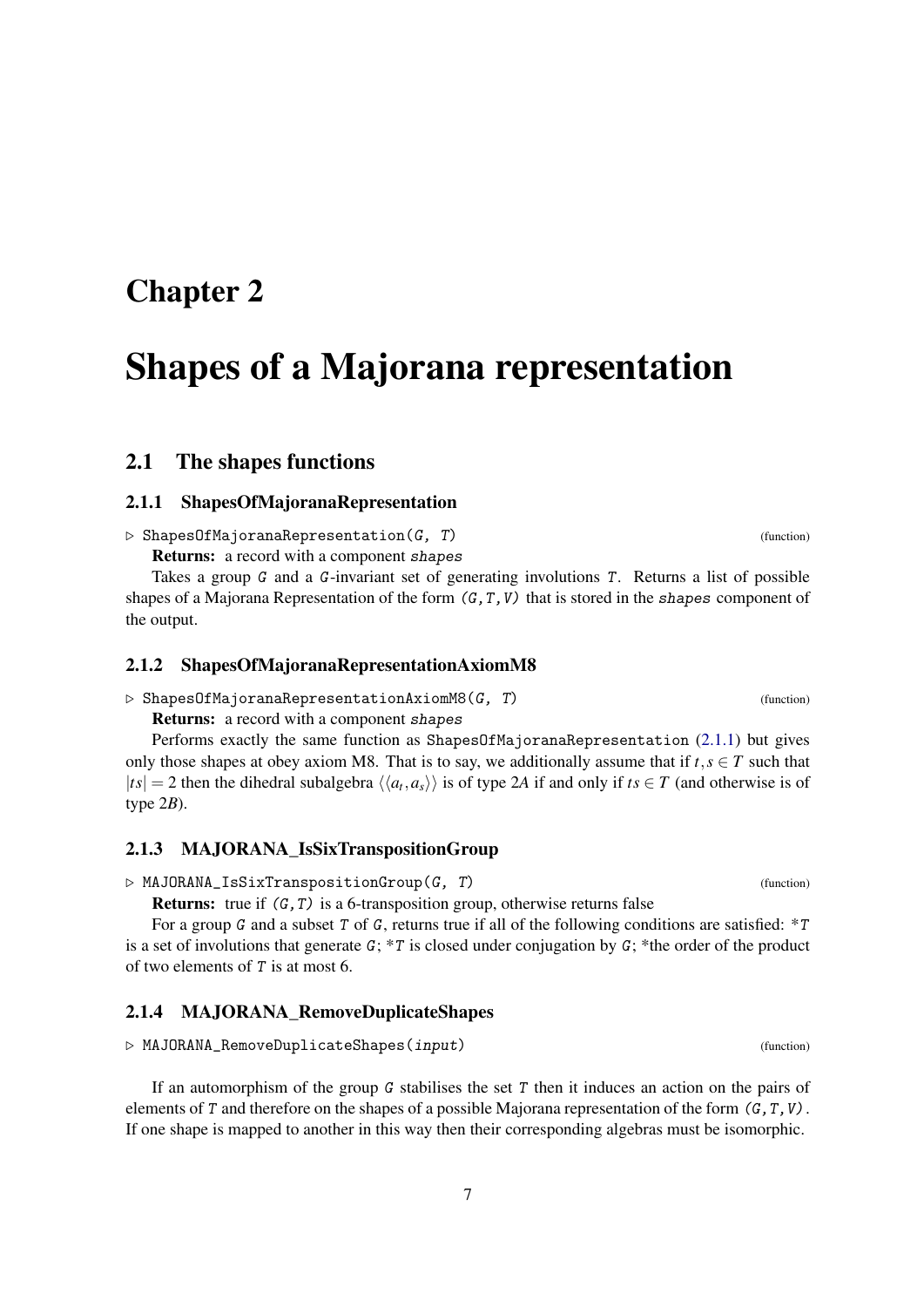# Chapter 2

# Shapes of a Majorana representation

## 2.1 The shapes functions

### 2.1.1 ShapesOfMajoranaRepresentation

▷ ShapesOfMajoranaRepresentation(G, T) (function)

**Returns:** a record with a component *shapes*

Takes a group G and a G-invariant set of generating involutions T. Returns a list of possible shapes of a Majorana Representation of the form (G,T,V) that is stored in the *shapes* component of the output.

### 2.1.2 ShapesOfMajoranaRepresentationAxiomM8

▷ ShapesOfMajoranaRepresentationAxiomM8(G, T) (function)

**Returns:** a record with a component *shapes*

Performs exactly the same function as ShapesOfMajoranaRepresentation (2.1.1) but gives only those shapes at obey axiom M8. That is to say, we additionally assume that if $t,s \in T$ such that $|ts| = 2$ then the dihedral subalgebra $\langle\langle a_t, a_s \rangle\rangle$ is of type $2A$ if and only if $ts \in T$ (and otherwise is of type $2B$).

### 2.1.3 MAJORANA_IsSixTranspositionGroup

▷ MAJORANA_IsSixTranspositionGroup(G, T) (function)

**Returns:** true if (G,T) is a 6-transposition group, otherwise returns false

For a group G and a subset T of G, returns true if all of the following conditions are satisfied: *T is a set of involutions that generate G; *T is closed under conjugation by G; *the order of the product of two elements of T is at most 6.

### 2.1.4 MAJORANA_RemoveDuplicateShapes

▷ MAJORANA_RemoveDuplicateShapes(input) (function)

If an automorphism of the group G stabilises the set T then it induces an action on the pairs of elements of T and therefore on the shapes of a possible Majorana representation of the form (G,T,V). If one shape is mapped to another in this way then their corresponding algebras must be isomorphic.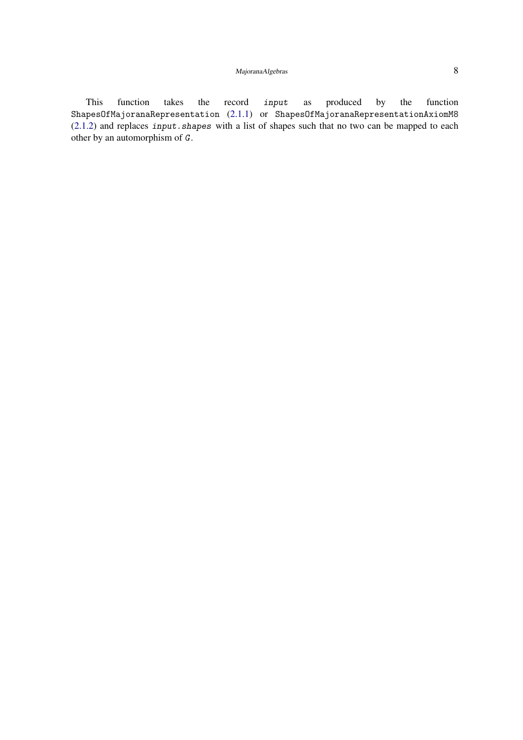This function takes the record *input* as produced by the function `ShapesOfMajoranaRepresentation` (2.1.1) or `ShapesOfMajoranaRepresentationAxiomM8` (2.1.2) and replaces *input.shapes* with a list of shapes such that no two can be mapped to each other by an automorphism of *G*.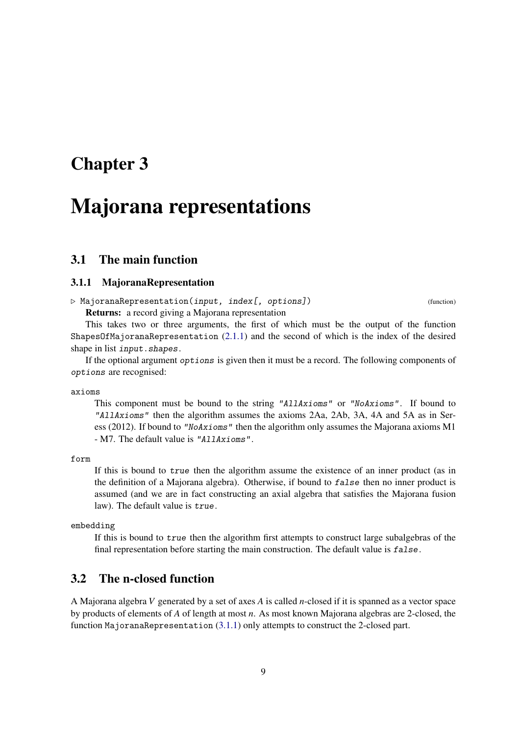# Chapter 3

# Majorana representations

## 3.1 The main function

### 3.1.1 MajoranaRepresentation

▷ `MajoranaRepresentation(input, index[, options])` (function)

**Returns:** a record giving a Majorana representation

This takes two or three arguments, the first of which must be the output of the function `ShapesOfMajoranaRepresentation` (2.1.1) and the second of which is the index of the desired shape in list *input.shapes*.

If the optional argument *options* is given then it must be a record. The following components of *options* are recognised:

`axioms`

This component must be bound to the string *"AllAxioms"* or *"NoAxioms"*. If bound to *"AllAxioms"* then the algorithm assumes the axioms 2Aa, 2Ab, 3A, 4A and 5A as in Seress (2012). If bound to *"NoAxioms"* then the algorithm only assumes the Majorana axioms M1 - M7. The default value is *"AllAxioms"*.

`form`

If this is bound to *true* then the algorithm assume the existence of an inner product (as in the definition of a Majorana algebra). Otherwise, if bound to *false* then no inner product is assumed (and we are in fact constructing an axial algebra that satisfies the Majorana fusion law). The default value is *true*.

`embedding`

If this is bound to *true* then the algorithm first attempts to construct large subalgebras of the final representation before starting the main construction. The default value is *false*.

## 3.2 The n-closed function

A Majorana algebra $V$ generated by a set of axes $A$ is called $n$-closed if it is spanned as a vector space by products of elements of $A$ of length at most $n$. As most known Majorana algebras are 2-closed, the function `MajoranaRepresentation` (3.1.1) only attempts to construct the 2-closed part.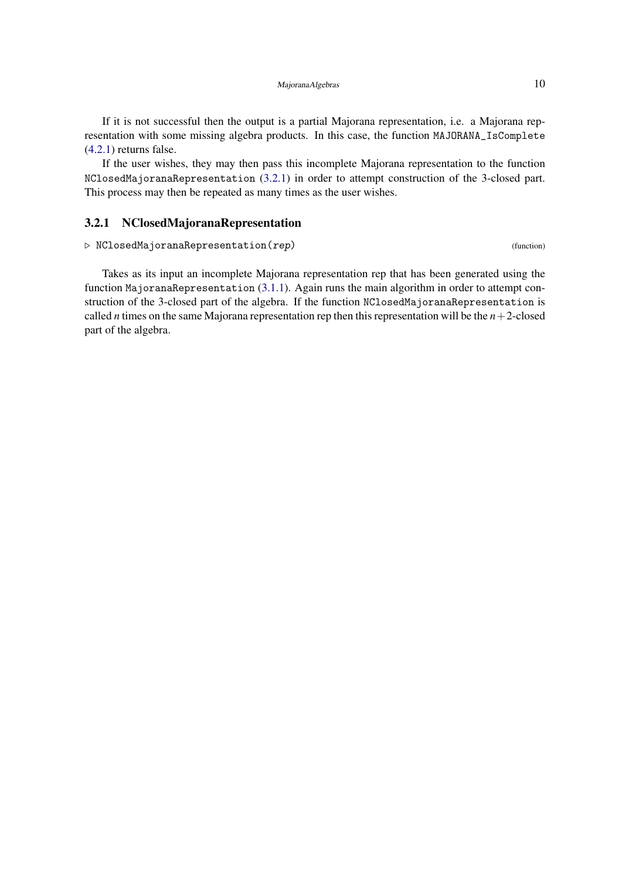If it is not successful then the output is a partial Majorana representation, i.e. a Majorana representation with some missing algebra products. In this case, the function `MAJORANA_IsComplete` (4.2.1) returns false.

If the user wishes, they may then pass this incomplete Majorana representation to the function `NClosedMajoranaRepresentation` (3.2.1) in order to attempt construction of the 3-closed part. This process may then be repeated as many times as the user wishes.

### 3.2.1 NClosedMajoranaRepresentation

▷ `NClosedMajoranaRepresentation(rep)` (function)

Takes as its input an incomplete Majorana representation rep that has been generated using the function `MajoranaRepresentation` (3.1.1). Again runs the main algorithm in order to attempt construction of the 3-closed part of the algebra. If the function `NClosedMajoranaRepresentation` is called $n$ times on the same Majorana representation rep then this representation will be the $n+2$-closed part of the algebra.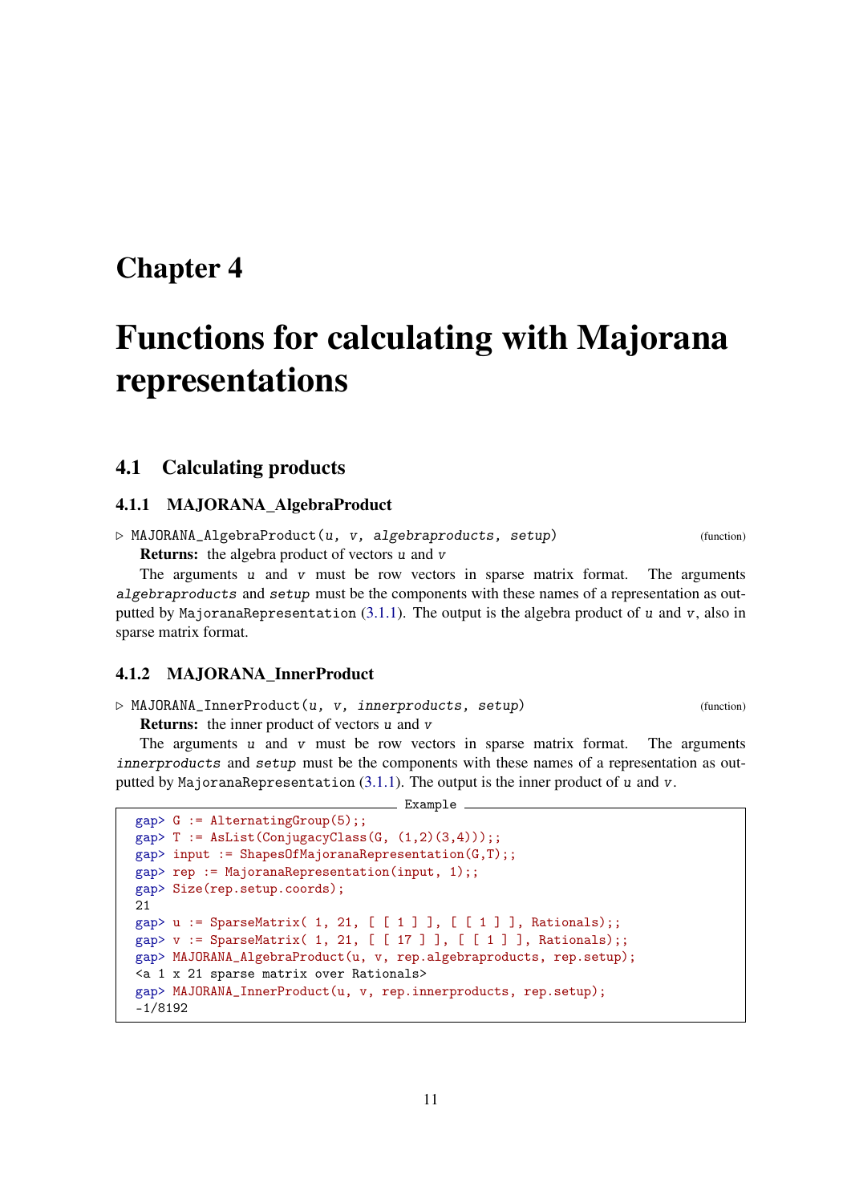# Chapter 4

# Functions for calculating with Majorana representations

## 4.1 Calculating products

### 4.1.1 MAJORANA_AlgebraProduct

▷ `MAJORANA_AlgebraProduct(u, v, algebraproducts, setup)` (function)

**Returns:** the algebra product of vectors *u* and *v*

The arguments *u* and *v* must be row vectors in sparse matrix format. The arguments *algebraproducts* and *setup* must be the components with these names of a representation as outputted by `MajoranaRepresentation` (3.1.1). The output is the algebra product of *u* and *v*, also in sparse matrix format.

### 4.1.2 MAJORANA_InnerProduct

▷ `MAJORANA_InnerProduct(u, v, innerproducts, setup)` (function)

**Returns:** the inner product of vectors *u* and *v*

The arguments *u* and *v* must be row vectors in sparse matrix format. The arguments *innerproducts* and *setup* must be the components with these names of a representation as outputted by `MajoranaRepresentation` (3.1.1). The output is the inner product of *u* and *v*.

Example

```
gap> G := AlternatingGroup(5);;
gap> T := AsList(ConjugacyClass(G, (1,2)(3,4)));;
gap> input := ShapesOfMajoranaRepresentation(G,T);;
gap> rep := MajoranaRepresentation(input, 1);;
gap> Size(rep.setup.coords);
21
gap> u := SparseMatrix( 1, 21, [ [ 1 ] ], [ [ 1 ] ], Rationals);;
gap> v := SparseMatrix( 1, 21, [ [ 17 ] ], [ [ 1 ] ], Rationals);;
gap> MAJORANA_AlgebraProduct(u, v, rep.algebraproducts, rep.setup);
<a 1 x 21 sparse matrix over Rationals>
gap> MAJORANA_InnerProduct(u, v, rep.innerproducts, rep.setup);
-1/8192
```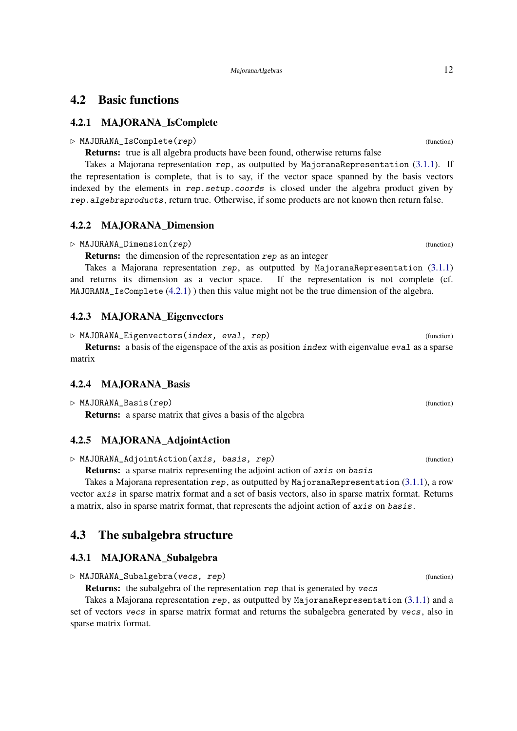## 4.2 Basic functions

### 4.2.1 MAJORANA_IsComplete

▷ MAJORANA_IsComplete(*rep*) (function)

**Returns:** true is all algebra products have been found, otherwise returns false

Takes a Majorana representation *rep*, as outputted by MajoranaRepresentation (3.1.1). If the representation is complete, that is to say, if the vector space spanned by the basis vectors indexed by the elements in *rep.setup.coords* is closed under the algebra product given by *rep.algebraproducts*, return true. Otherwise, if some products are not known then return false.

### 4.2.2 MAJORANA_Dimension

▷ MAJORANA_Dimension(*rep*) (function)

**Returns:** the dimension of the representation *rep* as an integer

Takes a Majorana representation *rep*, as outputted by MajoranaRepresentation (3.1.1) and returns its dimension as a vector space. If the representation is not complete (cf. MAJORANA_IsComplete (4.2.1) ) then this value might not be the true dimension of the algebra.

### 4.2.3 MAJORANA_Eigenvectors

▷ MAJORANA_Eigenvectors(*index, eval, rep*) (function)

**Returns:** a basis of the eigenspace of the axis as position *index* with eigenvalue *eval* as a sparse matrix

### 4.2.4 MAJORANA_Basis

▷ MAJORANA_Basis(*rep*) (function)

**Returns:** a sparse matrix that gives a basis of the algebra

### 4.2.5 MAJORANA_AdjointAction

▷ MAJORANA_AdjointAction(*axis, basis, rep*) (function)

**Returns:** a sparse matrix representing the adjoint action of *axis* on *basis*

Takes a Majorana representation *rep*, as outputted by MajoranaRepresentation (3.1.1), a row vector *axis* in sparse matrix format and a set of basis vectors, also in sparse matrix format. Returns a matrix, also in sparse matrix format, that represents the adjoint action of *axis* on *basis*.

## 4.3 The subalgebra structure

### 4.3.1 MAJORANA_Subalgebra

▷ MAJORANA_Subalgebra(*vecs, rep*) (function)

**Returns:** the subalgebra of the representation *rep* that is generated by *vecs*

Takes a Majorana representation *rep*, as outputted by MajoranaRepresentation (3.1.1) and a set of vectors *vecs* in sparse matrix format and returns the subalgebra generated by *vecs*, also in sparse matrix format.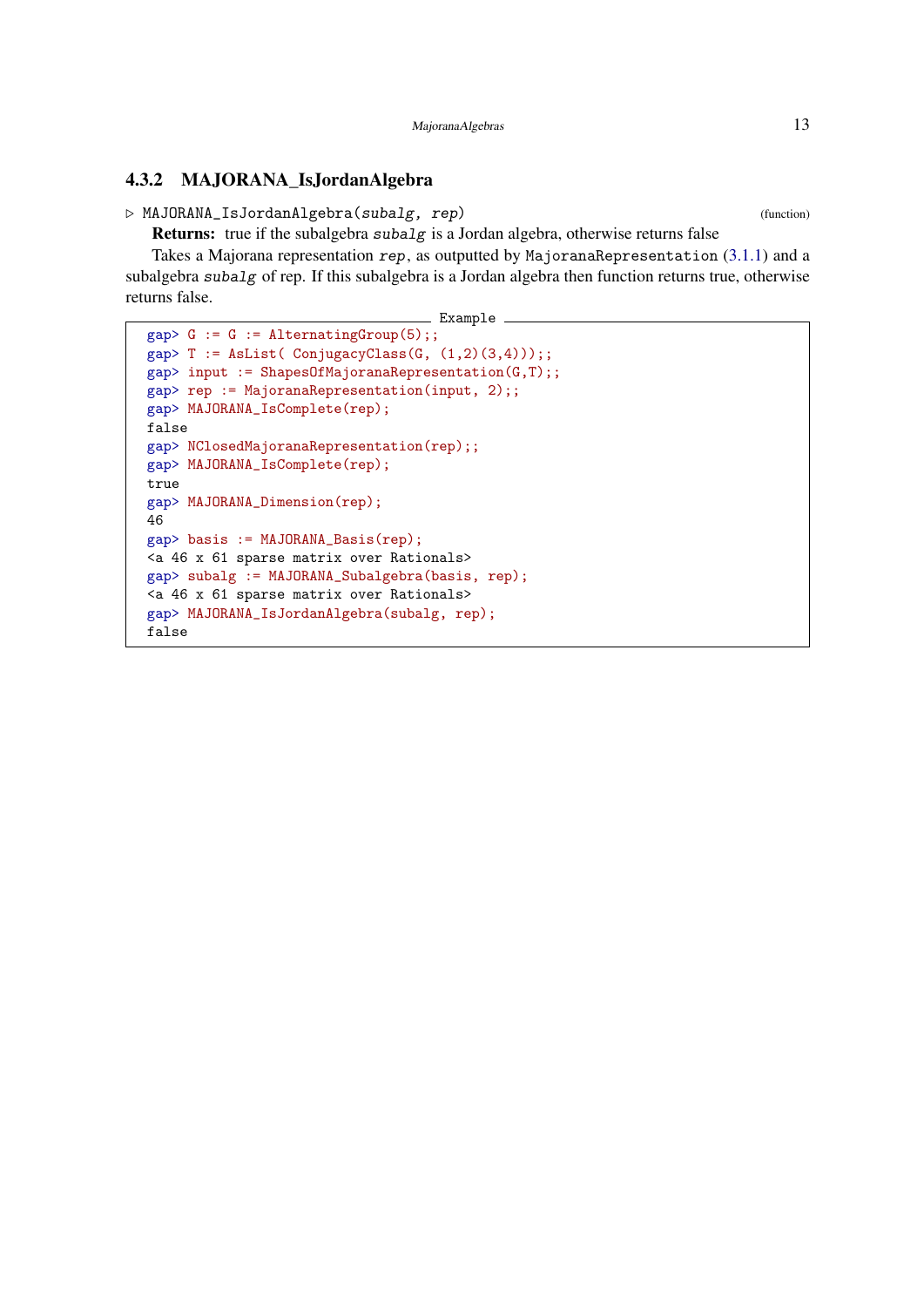### 4.3.2 MAJORANA_IsJordanAlgebra

▷ MAJORANA_IsJordanAlgebra(*subalg*, *rep*) (function)

**Returns:** true if the subalgebra *subalg* is a Jordan algebra, otherwise returns false

Takes a Majorana representation *rep*, as outputted by MajoranaRepresentation (3.1.1) and a subalgebra *subalg* of rep. If this subalgebra is a Jordan algebra then function returns true, otherwise returns false.

Example

```
gap> G := G := AlternatingGroup(5);;
gap> T := AsList( ConjugacyClass(G, (1,2)(3,4)));;
gap> input := ShapesOfMajoranaRepresentation(G,T);;
gap> rep := MajoranaRepresentation(input, 2);;
gap> MAJORANA_IsComplete(rep);
false
gap> NClosedMajoranaRepresentation(rep);;
gap> MAJORANA_IsComplete(rep);
true
gap> MAJORANA_Dimension(rep);
46
gap> basis := MAJORANA_Basis(rep);
<a 46 x 61 sparse matrix over Rationals>
gap> subalg := MAJORANA_Subalgebra(basis, rep);
<a 46 x 61 sparse matrix over Rationals>
gap> MAJORANA_IsJordanAlgebra(subalg, rep);
false
```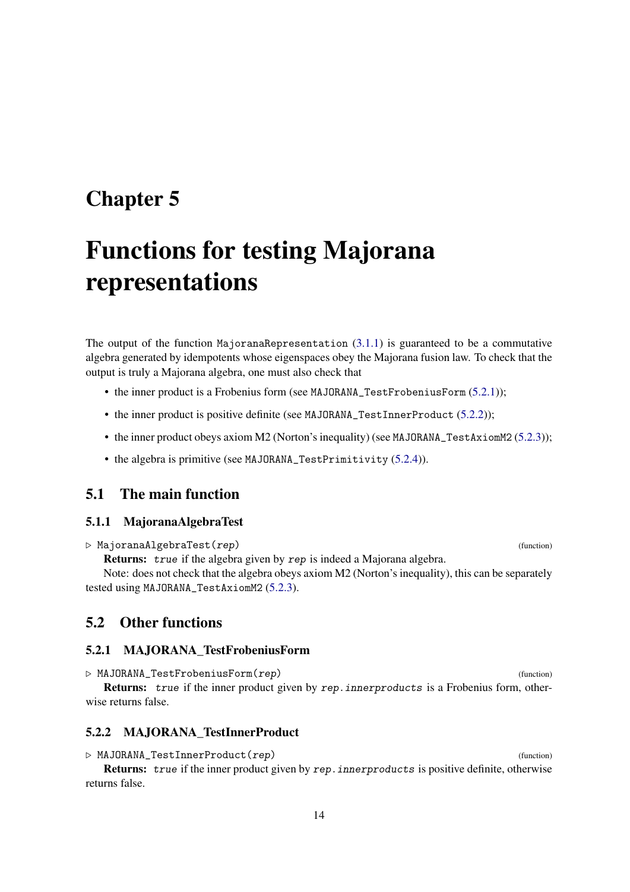# Chapter 5

# Functions for testing Majorana representations

The output of the function `MajoranaRepresentation` (3.1.1) is guaranteed to be a commutative algebra generated by idempotents whose eigenspaces obey the Majorana fusion law. To check that the output is truly a Majorana algebra, one must also check that

- the inner product is a Frobenius form (see `MAJORANA_TestFrobeniusForm` (5.2.1));
- the inner product is positive definite (see `MAJORANA_TestInnerProduct` (5.2.2));
- the inner product obeys axiom M2 (Norton's inequality) (see `MAJORANA_TestAxiomM2` (5.2.3));
- the algebra is primitive (see `MAJORANA_TestPrimitivity` (5.2.4)).

## 5.1 The main function

### 5.1.1 MajoranaAlgebraTest

▷ `MajoranaAlgebraTest(rep)` (function)

**Returns:** *true* if the algebra given by *rep* is indeed a Majorana algebra.

Note: does not check that the algebra obeys axiom M2 (Norton's inequality), this can be separately tested using `MAJORANA_TestAxiomM2` (5.2.3).

## 5.2 Other functions

### 5.2.1 MAJORANA_TestFrobeniusForm

▷ `MAJORANA_TestFrobeniusForm(rep)` (function)

**Returns:** *true* if the inner product given by *rep.innerproducts* is a Frobenius form, otherwise returns false.

### 5.2.2 MAJORANA_TestInnerProduct

▷ `MAJORANA_TestInnerProduct(rep)` (function)

**Returns:** *true* if the inner product given by *rep.innerproducts* is positive definite, otherwise returns false.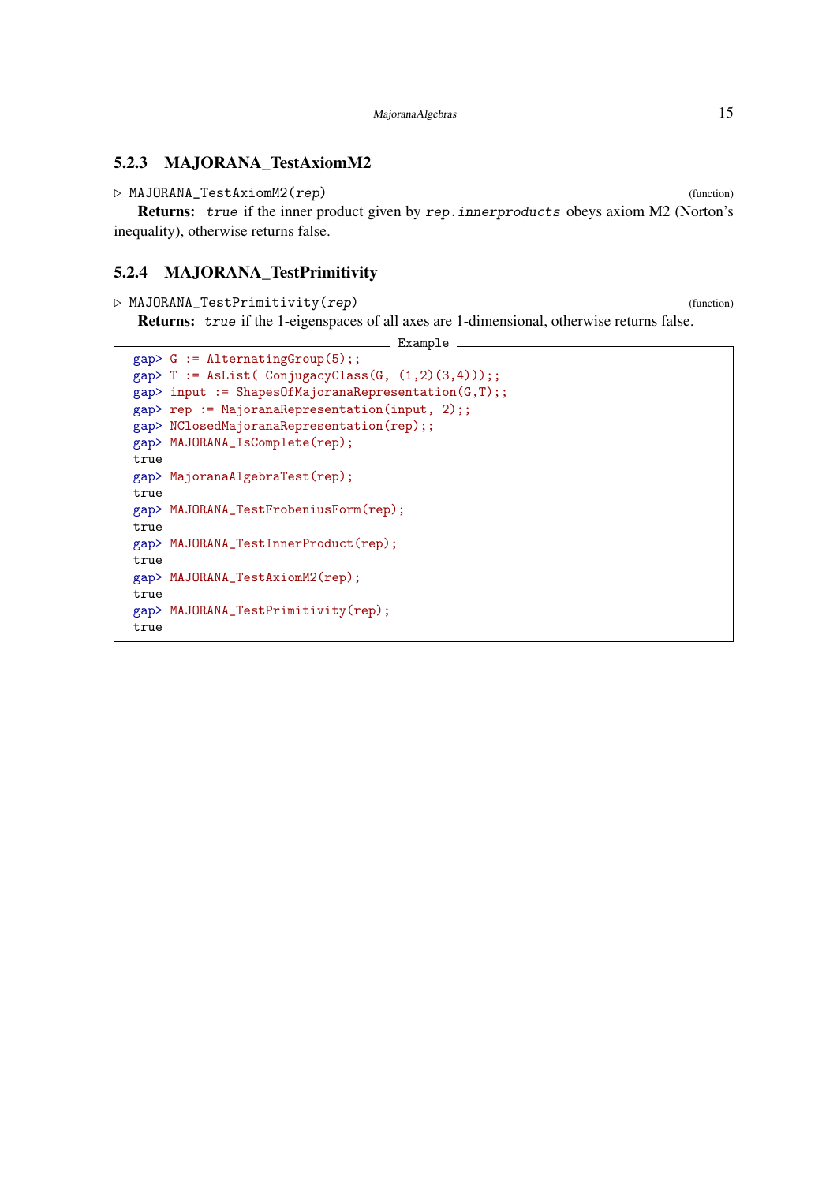### 5.2.3 MAJORANA_TestAxiomM2

▷ MAJORANA_TestAxiomM2(*rep*) (function)

**Returns:** *true* if the inner product given by *rep.innerproducts* obeys axiom M2 (Norton's inequality), otherwise returns false.

### 5.2.4 MAJORANA_TestPrimitivity

▷ MAJORANA_TestPrimitivity(*rep*) (function)

**Returns:** *true* if the 1-eigenspaces of all axes are 1-dimensional, otherwise returns false.

Example

```
gap> G := AlternatingGroup(5);;
gap> T := AsList( ConjugacyClass(G, (1,2)(3,4)));;
gap> input := ShapesOfMajoranaRepresentation(G,T);;
gap> rep := MajoranaRepresentation(input, 2);;
gap> NClosedMajoranaRepresentation(rep);;
gap> MAJORANA_IsComplete(rep);
true
gap> MajoranaAlgebraTest(rep);
true
gap> MAJORANA_TestFrobeniusForm(rep);
true
gap> MAJORANA_TestInnerProduct(rep);
true
gap> MAJORANA_TestAxiomM2(rep);
true
gap> MAJORANA_TestPrimitivity(rep);
true
```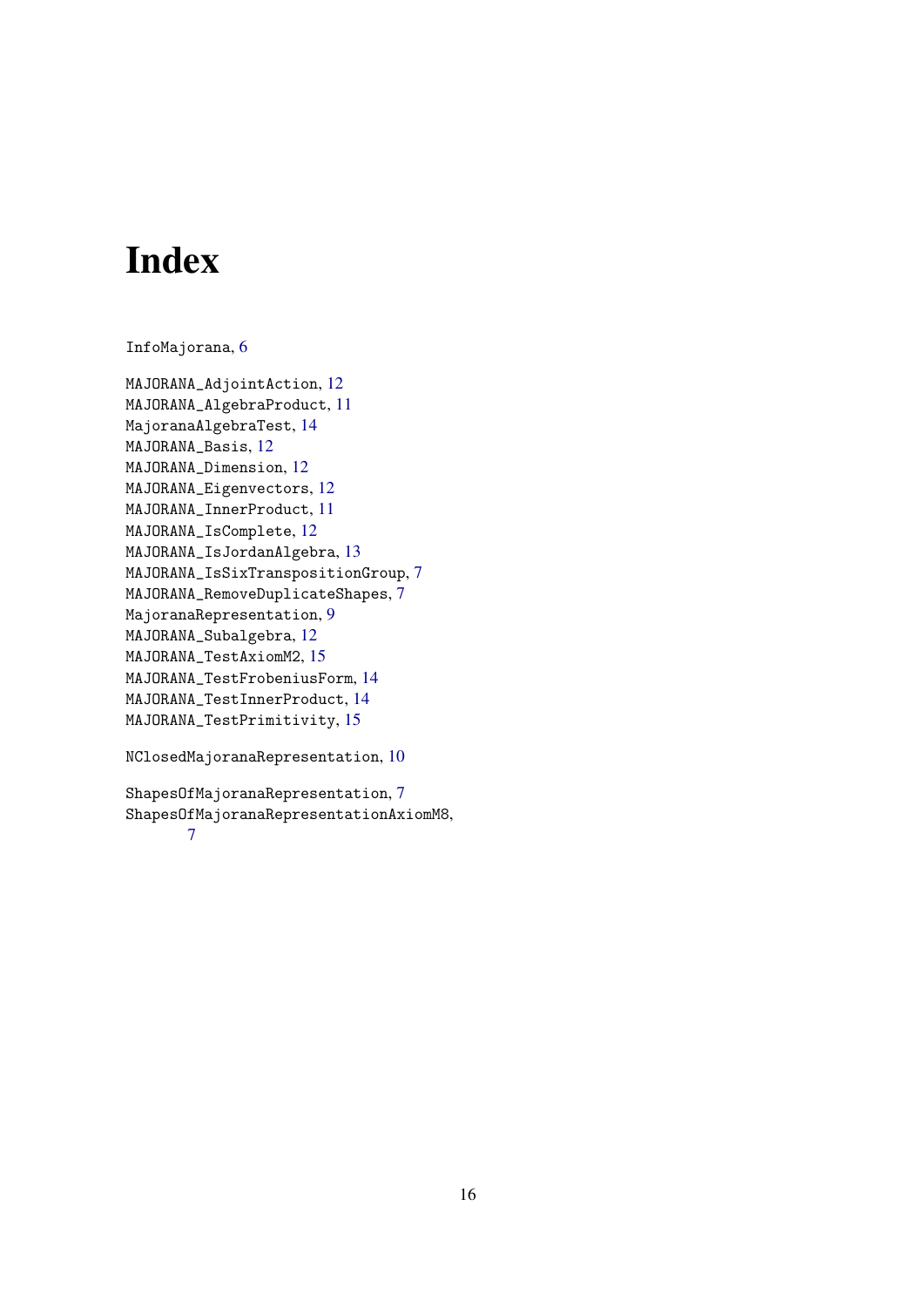# Index

InfoMajorana, 6

MAJORANA_AdjointAction, 12
MAJORANA_AlgebraProduct, 11
MajoranaAlgebraTest, 14
MAJORANA_Basis, 12
MAJORANA_Dimension, 12
MAJORANA_Eigenvectors, 12
MAJORANA_InnerProduct, 11
MAJORANA_IsComplete, 12
MAJORANA_IsJordanAlgebra, 13
MAJORANA_IsSixTranspositionGroup, 7
MAJORANA_RemoveDuplicateShapes, 7
MajoranaRepresentation, 9
MAJORANA_Subalgebra, 12
MAJORANA_TestAxiomM2, 15
MAJORANA_TestFrobeniusForm, 14
MAJORANA_TestInnerProduct, 14
MAJORANA_TestPrimitivity, 15

NClosedMajoranaRepresentation, 10

ShapesOfMajoranaRepresentation, 7
ShapesOfMajoranaRepresentationAxiomM8, 7